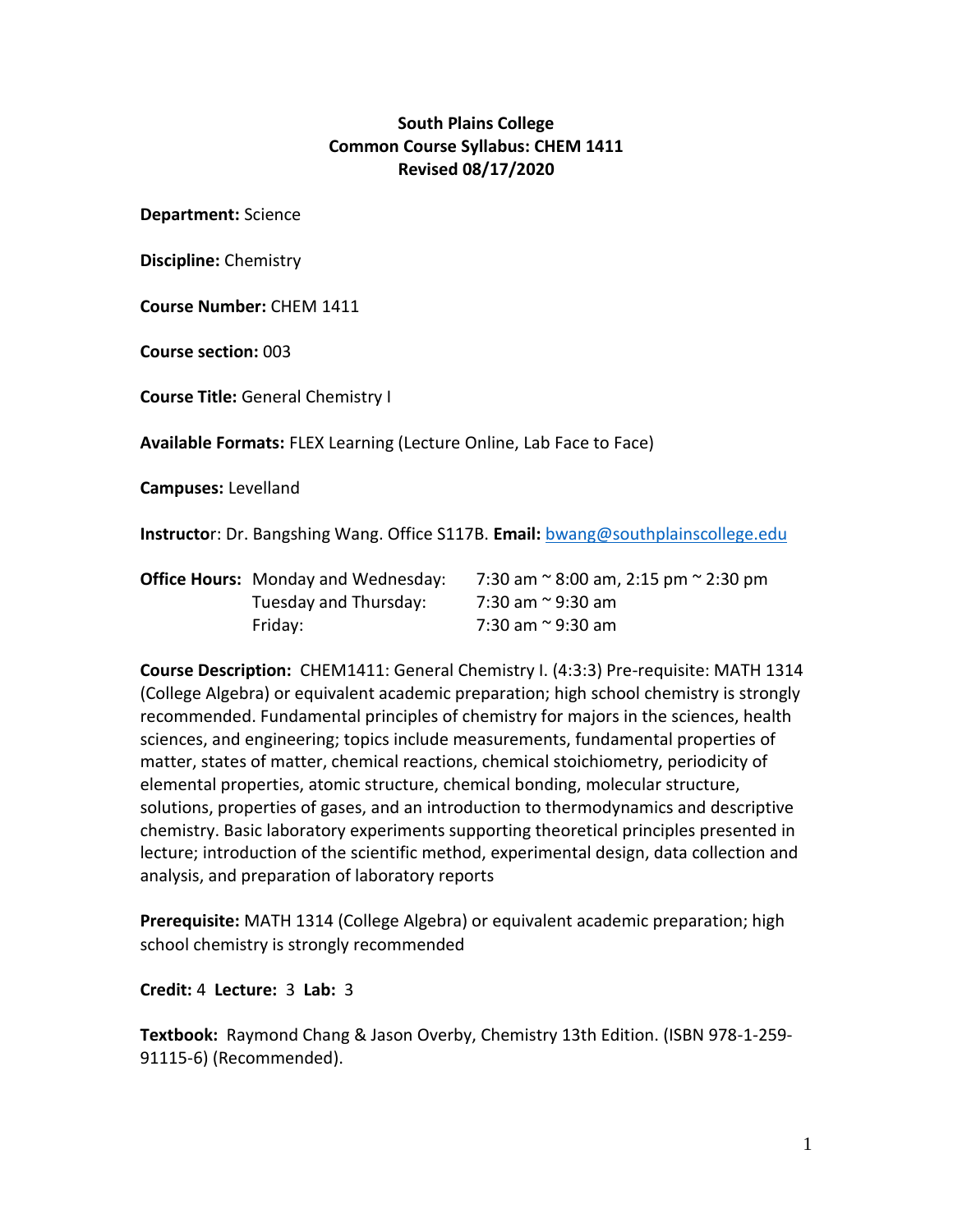**South Plains College**
**Common Course Syllabus: CHEM 1411**
**Revised 08/17/2020**

**Department:** Science

**Discipline:** Chemistry

**Course Number:** CHEM 1411

**Course section:** 003

**Course Title:** General Chemistry I

**Available Formats:** FLEX Learning (Lecture Online, Lab Face to Face)

**Campuses:** Levelland

**Instructor**: Dr. Bangshing Wang. Office S117B. **Email:** bwang@southplainscollege.edu

| **Office Hours:** | Monday and Wednesday: | 7:30 am ~ 8:00 am, 2:15 pm ~ 2:30 pm |
|---|---|---|
| | Tuesday and Thursday: | 7:30 am ~ 9:30 am |
| | Friday: | 7:30 am ~ 9:30 am |

**Course Description:** CHEM1411: General Chemistry I. (4:3:3) Pre-requisite: MATH 1314 (College Algebra) or equivalent academic preparation; high school chemistry is strongly recommended. Fundamental principles of chemistry for majors in the sciences, health sciences, and engineering; topics include measurements, fundamental properties of matter, states of matter, chemical reactions, chemical stoichiometry, periodicity of elemental properties, atomic structure, chemical bonding, molecular structure, solutions, properties of gases, and an introduction to thermodynamics and descriptive chemistry. Basic laboratory experiments supporting theoretical principles presented in lecture; introduction of the scientific method, experimental design, data collection and analysis, and preparation of laboratory reports

**Prerequisite:** MATH 1314 (College Algebra) or equivalent academic preparation; high school chemistry is strongly recommended

**Credit:** 4 **Lecture:** 3 **Lab:** 3

**Textbook:** Raymond Chang & Jason Overby, Chemistry 13th Edition. (ISBN 978-1-259-91115-6) (Recommended).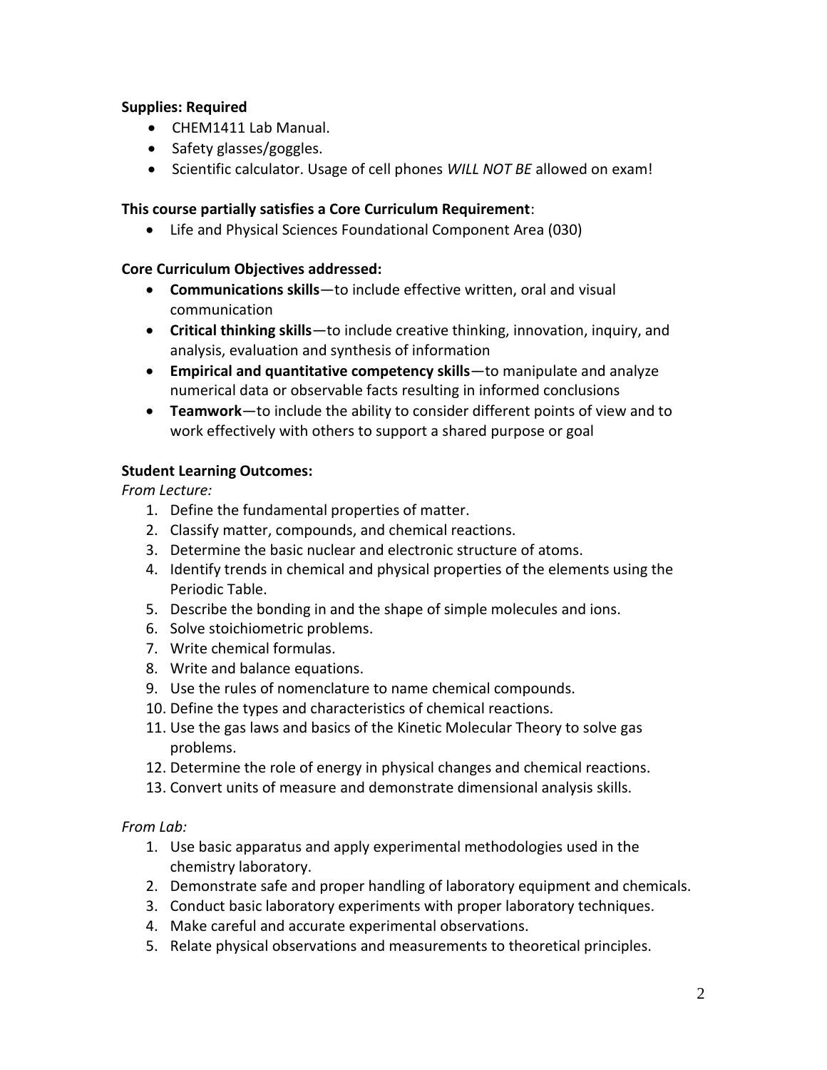**Supplies: Required**

- CHEM1411 Lab Manual.
- Safety glasses/goggles.
- Scientific calculator. Usage of cell phones *WILL NOT BE* allowed on exam!

**This course partially satisfies a Core Curriculum Requirement**:

- Life and Physical Sciences Foundational Component Area (030)

**Core Curriculum Objectives addressed:**

- **Communications skills**—to include effective written, oral and visual communication
- **Critical thinking skills**—to include creative thinking, innovation, inquiry, and analysis, evaluation and synthesis of information
- **Empirical and quantitative competency skills**—to manipulate and analyze numerical data or observable facts resulting in informed conclusions
- **Teamwork**—to include the ability to consider different points of view and to work effectively with others to support a shared purpose or goal

**Student Learning Outcomes:**

*From Lecture:*

1. Define the fundamental properties of matter.
2. Classify matter, compounds, and chemical reactions.
3. Determine the basic nuclear and electronic structure of atoms.
4. Identify trends in chemical and physical properties of the elements using the Periodic Table.
5. Describe the bonding in and the shape of simple molecules and ions.
6. Solve stoichiometric problems.
7. Write chemical formulas.
8. Write and balance equations.
9. Use the rules of nomenclature to name chemical compounds.
10. Define the types and characteristics of chemical reactions.
11. Use the gas laws and basics of the Kinetic Molecular Theory to solve gas problems.
12. Determine the role of energy in physical changes and chemical reactions.
13. Convert units of measure and demonstrate dimensional analysis skills.

*From Lab:*

1. Use basic apparatus and apply experimental methodologies used in the chemistry laboratory.
2. Demonstrate safe and proper handling of laboratory equipment and chemicals.
3. Conduct basic laboratory experiments with proper laboratory techniques.
4. Make careful and accurate experimental observations.
5. Relate physical observations and measurements to theoretical principles.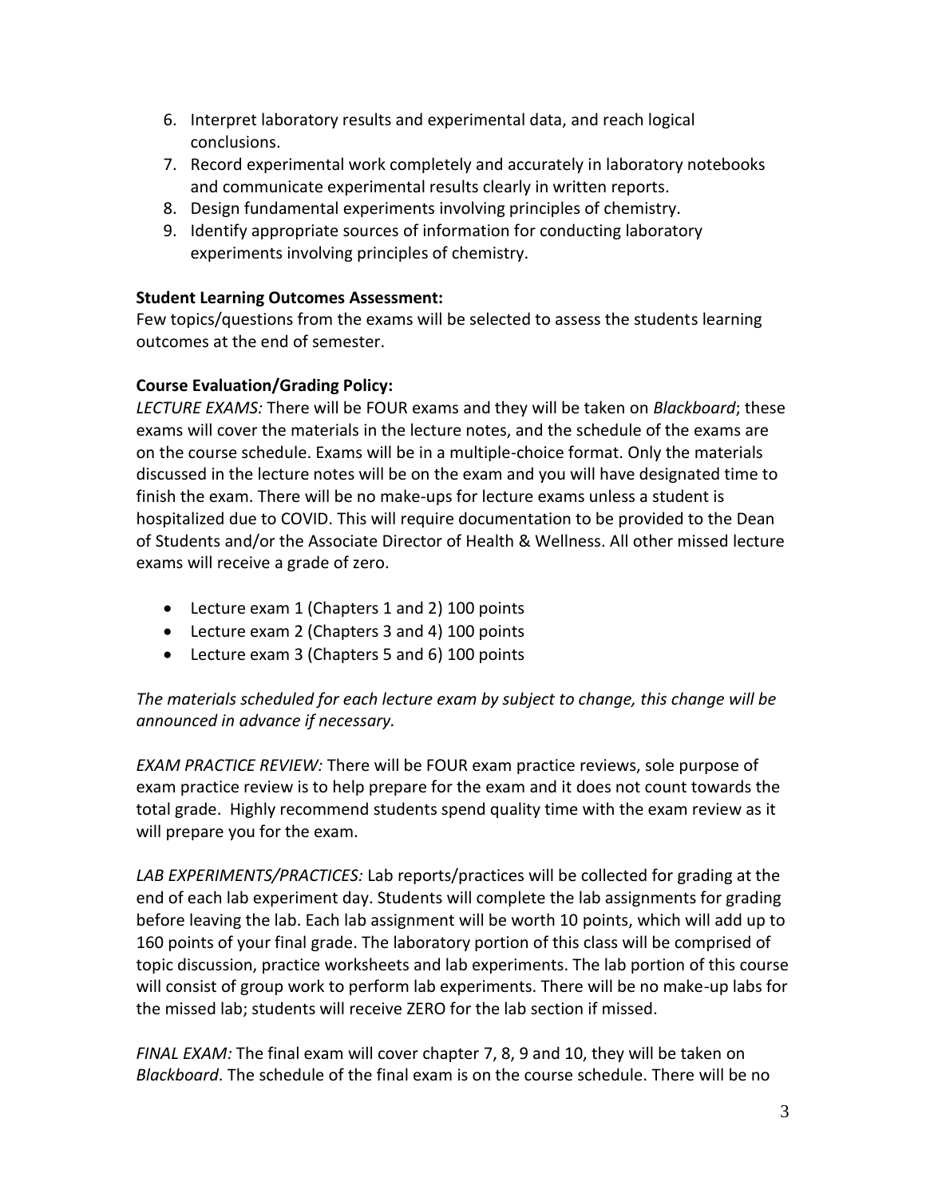6. Interpret laboratory results and experimental data, and reach logical conclusions.
7. Record experimental work completely and accurately in laboratory notebooks and communicate experimental results clearly in written reports.
8. Design fundamental experiments involving principles of chemistry.
9. Identify appropriate sources of information for conducting laboratory experiments involving principles of chemistry.

**Student Learning Outcomes Assessment:**
Few topics/questions from the exams will be selected to assess the students learning outcomes at the end of semester.

**Course Evaluation/Grading Policy:**
*LECTURE EXAMS:* There will be FOUR exams and they will be taken on *Blackboard*; these exams will cover the materials in the lecture notes, and the schedule of the exams are on the course schedule. Exams will be in a multiple-choice format. Only the materials discussed in the lecture notes will be on the exam and you will have designated time to finish the exam. There will be no make-ups for lecture exams unless a student is hospitalized due to COVID. This will require documentation to be provided to the Dean of Students and/or the Associate Director of Health & Wellness. All other missed lecture exams will receive a grade of zero.

- Lecture exam 1 (Chapters 1 and 2) 100 points
- Lecture exam 2 (Chapters 3 and 4) 100 points
- Lecture exam 3 (Chapters 5 and 6) 100 points

*The materials scheduled for each lecture exam by subject to change, this change will be announced in advance if necessary.*

*EXAM PRACTICE REVIEW:* There will be FOUR exam practice reviews, sole purpose of exam practice review is to help prepare for the exam and it does not count towards the total grade. Highly recommend students spend quality time with the exam review as it will prepare you for the exam.

*LAB EXPERIMENTS/PRACTICES:* Lab reports/practices will be collected for grading at the end of each lab experiment day. Students will complete the lab assignments for grading before leaving the lab. Each lab assignment will be worth 10 points, which will add up to 160 points of your final grade. The laboratory portion of this class will be comprised of topic discussion, practice worksheets and lab experiments. The lab portion of this course will consist of group work to perform lab experiments. There will be no make-up labs for the missed lab; students will receive ZERO for the lab section if missed.

*FINAL EXAM:* The final exam will cover chapter 7, 8, 9 and 10, they will be taken on *Blackboard*. The schedule of the final exam is on the course schedule. There will be no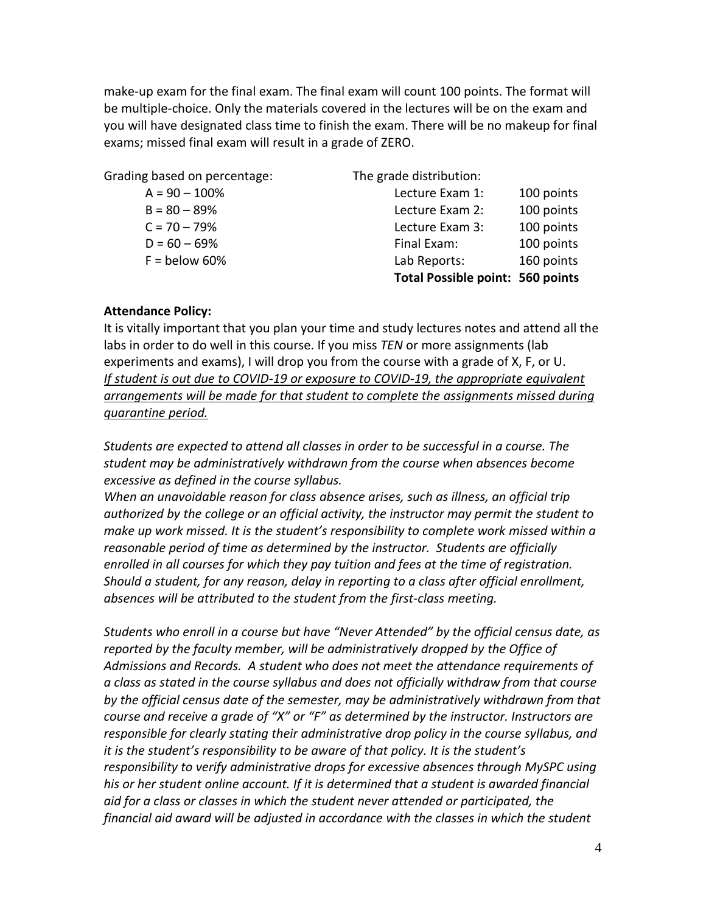make-up exam for the final exam. The final exam will count 100 points. The format will be multiple-choice. Only the materials covered in the lectures will be on the exam and you will have designated class time to finish the exam. There will be no makeup for final exams; missed final exam will result in a grade of ZERO.

Grading based on percentage:

- A = 90 – 100%
- B = 80 – 89%
- C = 70 – 79%
- D = 60 – 69%
- F = below 60%

The grade distribution:

| | |
|---|---|
| Lecture Exam 1: | 100 points |
| Lecture Exam 2: | 100 points |
| Lecture Exam 3: | 100 points |
| Final Exam: | 100 points |
| Lab Reports: | 160 points |
| **Total Possible point:** | **560 points** |

**Attendance Policy:**

It is vitally important that you plan your time and study lectures notes and attend all the labs in order to do well in this course. If you miss *TEN* or more assignments (lab experiments and exams), I will drop you from the course with a grade of X, F, or U. *<u>If student is out due to COVID-19 or exposure to COVID-19, the appropriate equivalent arrangements will be made for that student to complete the assignments missed during quarantine period.</u>*

*Students are expected to attend all classes in order to be successful in a course. The student may be administratively withdrawn from the course when absences become excessive as defined in the course syllabus.*
*When an unavoidable reason for class absence arises, such as illness, an official trip authorized by the college or an official activity, the instructor may permit the student to make up work missed. It is the student's responsibility to complete work missed within a reasonable period of time as determined by the instructor. Students are officially enrolled in all courses for which they pay tuition and fees at the time of registration. Should a student, for any reason, delay in reporting to a class after official enrollment, absences will be attributed to the student from the first-class meeting.*

*Students who enroll in a course but have "Never Attended" by the official census date, as reported by the faculty member, will be administratively dropped by the Office of Admissions and Records. A student who does not meet the attendance requirements of a class as stated in the course syllabus and does not officially withdraw from that course by the official census date of the semester, may be administratively withdrawn from that course and receive a grade of "X" or "F" as determined by the instructor. Instructors are responsible for clearly stating their administrative drop policy in the course syllabus, and it is the student's responsibility to be aware of that policy. It is the student's responsibility to verify administrative drops for excessive absences through MySPC using his or her student online account. If it is determined that a student is awarded financial aid for a class or classes in which the student never attended or participated, the financial aid award will be adjusted in accordance with the classes in which the student*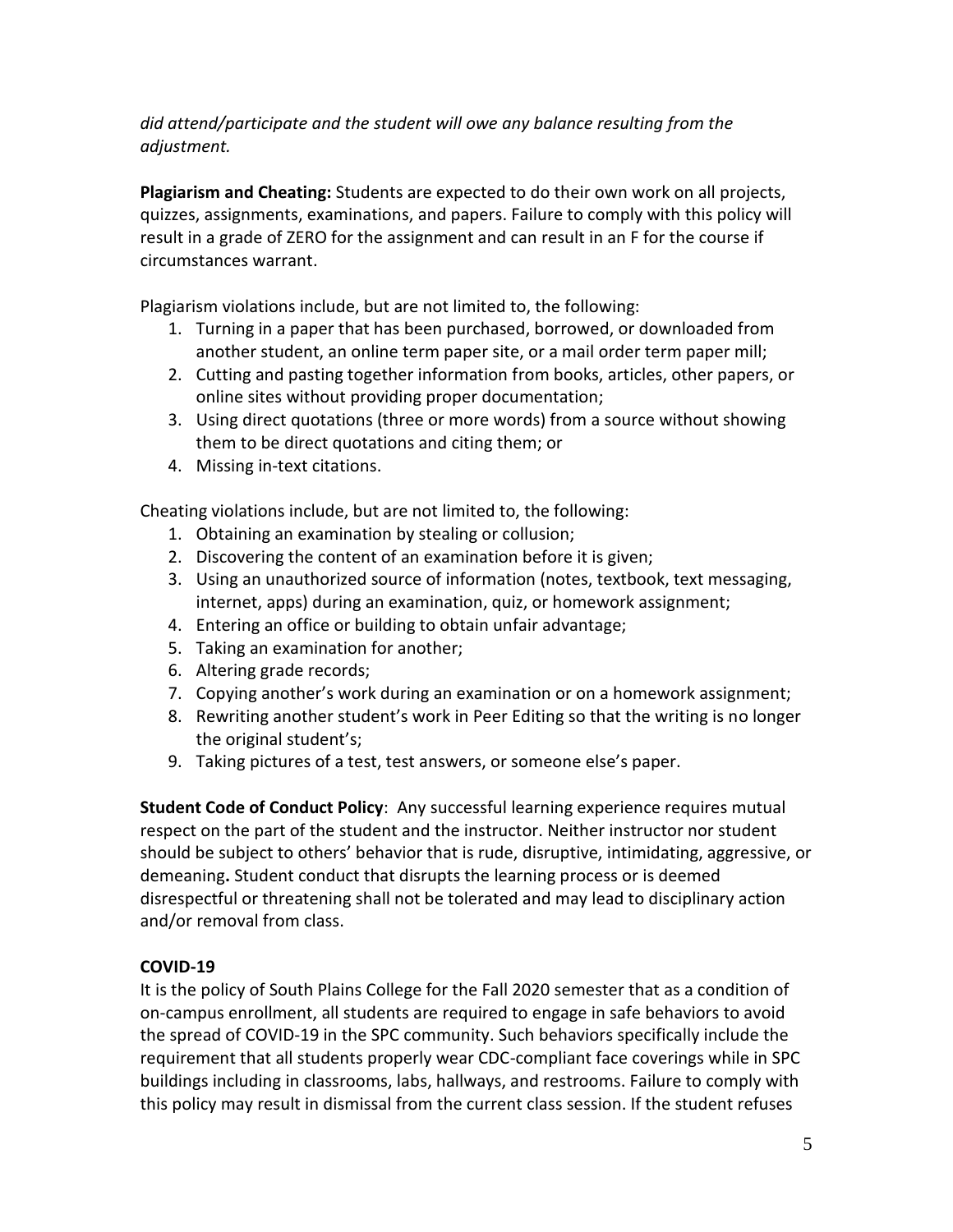*did attend/participate and the student will owe any balance resulting from the adjustment.*

**Plagiarism and Cheating:** Students are expected to do their own work on all projects, quizzes, assignments, examinations, and papers. Failure to comply with this policy will result in a grade of ZERO for the assignment and can result in an F for the course if circumstances warrant.

Plagiarism violations include, but are not limited to, the following:

1. Turning in a paper that has been purchased, borrowed, or downloaded from another student, an online term paper site, or a mail order term paper mill;
2. Cutting and pasting together information from books, articles, other papers, or online sites without providing proper documentation;
3. Using direct quotations (three or more words) from a source without showing them to be direct quotations and citing them; or
4. Missing in-text citations.

Cheating violations include, but are not limited to, the following:

1. Obtaining an examination by stealing or collusion;
2. Discovering the content of an examination before it is given;
3. Using an unauthorized source of information (notes, textbook, text messaging, internet, apps) during an examination, quiz, or homework assignment;
4. Entering an office or building to obtain unfair advantage;
5. Taking an examination for another;
6. Altering grade records;
7. Copying another's work during an examination or on a homework assignment;
8. Rewriting another student's work in Peer Editing so that the writing is no longer the original student's;
9. Taking pictures of a test, test answers, or someone else's paper.

**Student Code of Conduct Policy**: Any successful learning experience requires mutual respect on the part of the student and the instructor. Neither instructor nor student should be subject to others' behavior that is rude, disruptive, intimidating, aggressive, or demeaning**.** Student conduct that disrupts the learning process or is deemed disrespectful or threatening shall not be tolerated and may lead to disciplinary action and/or removal from class.

**COVID-19**

It is the policy of South Plains College for the Fall 2020 semester that as a condition of on-campus enrollment, all students are required to engage in safe behaviors to avoid the spread of COVID-19 in the SPC community. Such behaviors specifically include the requirement that all students properly wear CDC-compliant face coverings while in SPC buildings including in classrooms, labs, hallways, and restrooms. Failure to comply with this policy may result in dismissal from the current class session. If the student refuses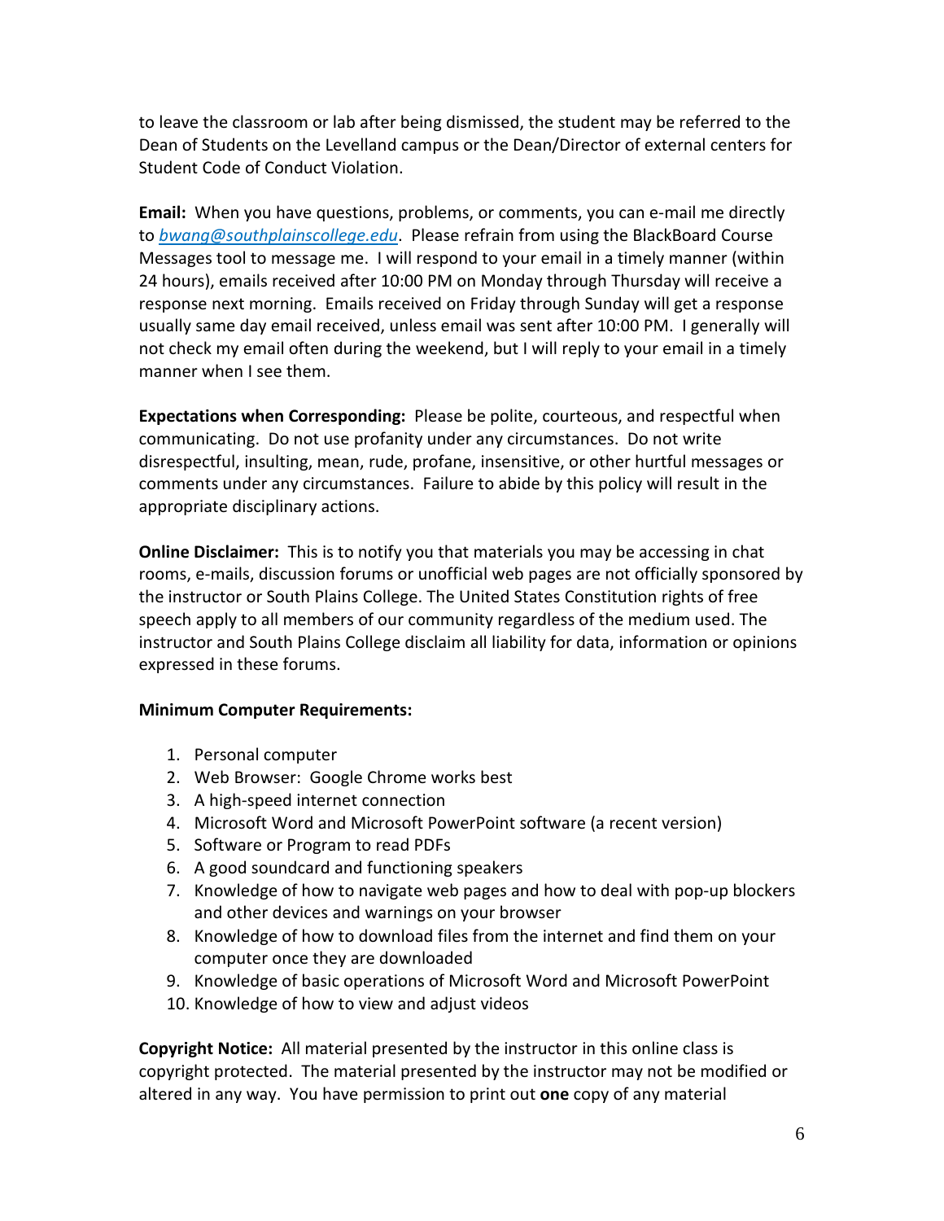to leave the classroom or lab after being dismissed, the student may be referred to the Dean of Students on the Levelland campus or the Dean/Director of external centers for Student Code of Conduct Violation.

**Email:** When you have questions, problems, or comments, you can e-mail me directly to *bwang@southplainscollege.edu*. Please refrain from using the BlackBoard Course Messages tool to message me. I will respond to your email in a timely manner (within 24 hours), emails received after 10:00 PM on Monday through Thursday will receive a response next morning. Emails received on Friday through Sunday will get a response usually same day email received, unless email was sent after 10:00 PM. I generally will not check my email often during the weekend, but I will reply to your email in a timely manner when I see them.

**Expectations when Corresponding:** Please be polite, courteous, and respectful when communicating. Do not use profanity under any circumstances. Do not write disrespectful, insulting, mean, rude, profane, insensitive, or other hurtful messages or comments under any circumstances. Failure to abide by this policy will result in the appropriate disciplinary actions.

**Online Disclaimer:** This is to notify you that materials you may be accessing in chat rooms, e-mails, discussion forums or unofficial web pages are not officially sponsored by the instructor or South Plains College. The United States Constitution rights of free speech apply to all members of our community regardless of the medium used. The instructor and South Plains College disclaim all liability for data, information or opinions expressed in these forums.

**Minimum Computer Requirements:**

1. Personal computer
2. Web Browser: Google Chrome works best
3. A high-speed internet connection
4. Microsoft Word and Microsoft PowerPoint software (a recent version)
5. Software or Program to read PDFs
6. A good soundcard and functioning speakers
7. Knowledge of how to navigate web pages and how to deal with pop-up blockers and other devices and warnings on your browser
8. Knowledge of how to download files from the internet and find them on your computer once they are downloaded
9. Knowledge of basic operations of Microsoft Word and Microsoft PowerPoint
10. Knowledge of how to view and adjust videos

**Copyright Notice:** All material presented by the instructor in this online class is copyright protected. The material presented by the instructor may not be modified or altered in any way. You have permission to print out **one** copy of any material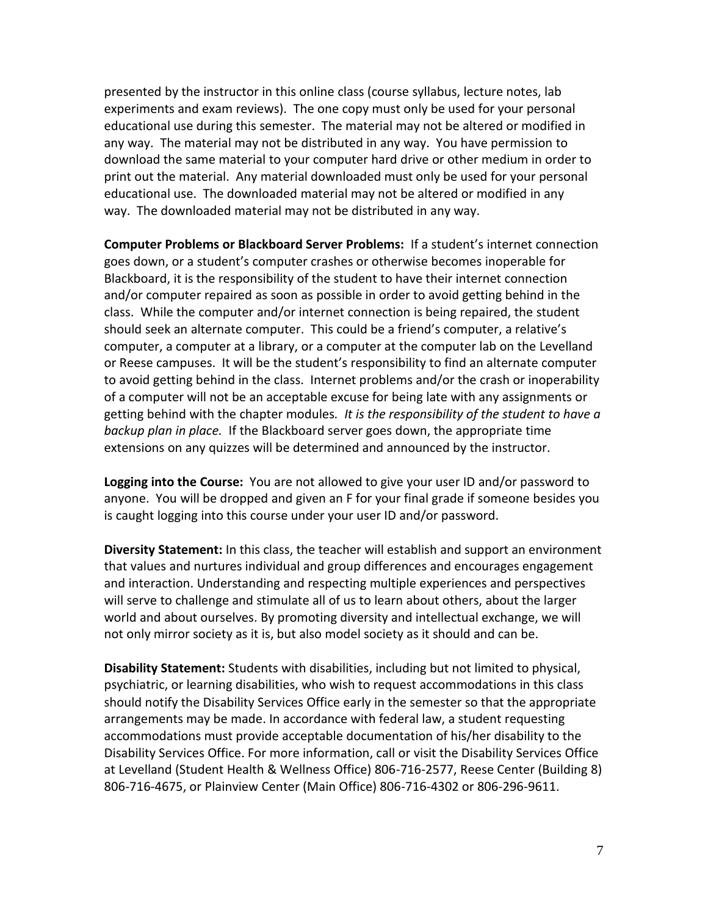presented by the instructor in this online class (course syllabus, lecture notes, lab experiments and exam reviews). The one copy must only be used for your personal educational use during this semester. The material may not be altered or modified in any way. The material may not be distributed in any way. You have permission to download the same material to your computer hard drive or other medium in order to print out the material. Any material downloaded must only be used for your personal educational use. The downloaded material may not be altered or modified in any way. The downloaded material may not be distributed in any way.

**Computer Problems or Blackboard Server Problems:** If a student's internet connection goes down, or a student's computer crashes or otherwise becomes inoperable for Blackboard, it is the responsibility of the student to have their internet connection and/or computer repaired as soon as possible in order to avoid getting behind in the class. While the computer and/or internet connection is being repaired, the student should seek an alternate computer. This could be a friend's computer, a relative's computer, a computer at a library, or a computer at the computer lab on the Levelland or Reese campuses. It will be the student's responsibility to find an alternate computer to avoid getting behind in the class. Internet problems and/or the crash or inoperability of a computer will not be an acceptable excuse for being late with any assignments or getting behind with the chapter modules. *It is the responsibility of the student to have a backup plan in place.* If the Blackboard server goes down, the appropriate time extensions on any quizzes will be determined and announced by the instructor.

**Logging into the Course:** You are not allowed to give your user ID and/or password to anyone. You will be dropped and given an F for your final grade if someone besides you is caught logging into this course under your user ID and/or password.

**Diversity Statement:** In this class, the teacher will establish and support an environment that values and nurtures individual and group differences and encourages engagement and interaction. Understanding and respecting multiple experiences and perspectives will serve to challenge and stimulate all of us to learn about others, about the larger world and about ourselves. By promoting diversity and intellectual exchange, we will not only mirror society as it is, but also model society as it should and can be.

**Disability Statement:** Students with disabilities, including but not limited to physical, psychiatric, or learning disabilities, who wish to request accommodations in this class should notify the Disability Services Office early in the semester so that the appropriate arrangements may be made. In accordance with federal law, a student requesting accommodations must provide acceptable documentation of his/her disability to the Disability Services Office. For more information, call or visit the Disability Services Office at Levelland (Student Health & Wellness Office) 806-716-2577, Reese Center (Building 8) 806-716-4675, or Plainview Center (Main Office) 806-716-4302 or 806-296-9611.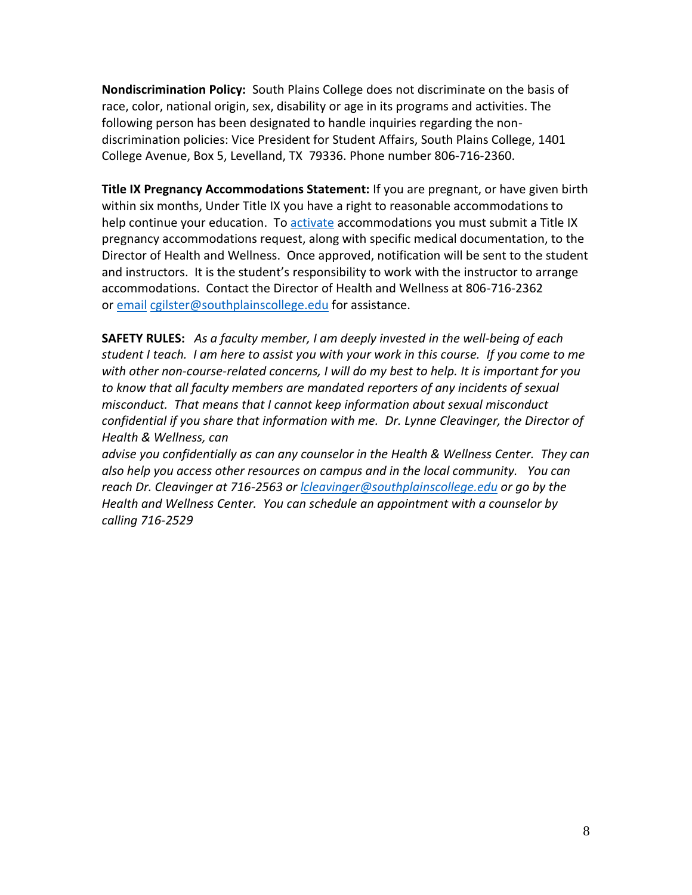**Nondiscrimination Policy:** South Plains College does not discriminate on the basis of race, color, national origin, sex, disability or age in its programs and activities. The following person has been designated to handle inquiries regarding the non-discrimination policies: Vice President for Student Affairs, South Plains College, 1401 College Avenue, Box 5, Levelland, TX 79336. Phone number 806-716-2360.

**Title IX Pregnancy Accommodations Statement:** If you are pregnant, or have given birth within six months, Under Title IX you have a right to reasonable accommodations to help continue your education. To activate accommodations you must submit a Title IX pregnancy accommodations request, along with specific medical documentation, to the Director of Health and Wellness. Once approved, notification will be sent to the student and instructors. It is the student's responsibility to work with the instructor to arrange accommodations. Contact the Director of Health and Wellness at 806-716-2362 or email cgilster@southplainscollege.edu for assistance.

**SAFETY RULES:** *As a faculty member, I am deeply invested in the well-being of each student I teach. I am here to assist you with your work in this course. If you come to me with other non-course-related concerns, I will do my best to help. It is important for you to know that all faculty members are mandated reporters of any incidents of sexual misconduct. That means that I cannot keep information about sexual misconduct confidential if you share that information with me. Dr. Lynne Cleavinger, the Director of Health & Wellness, can advise you confidentially as can any counselor in the Health & Wellness Center. They can also help you access other resources on campus and in the local community. You can reach Dr. Cleavinger at 716-2563 or lcleavinger@southplainscollege.edu or go by the Health and Wellness Center. You can schedule an appointment with a counselor by calling 716-2529*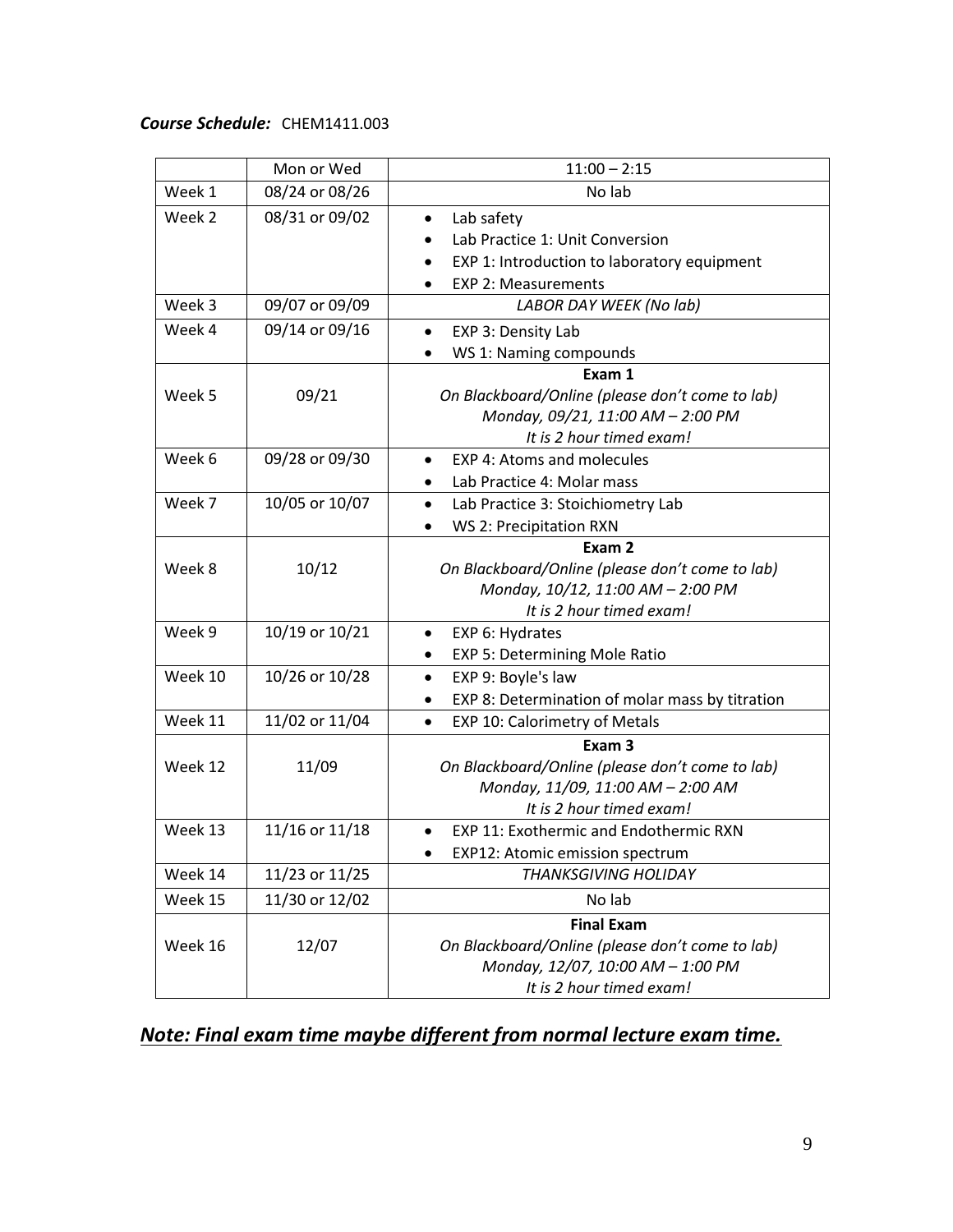***Course Schedule:*** CHEM1411.003

| | Mon or Wed | 11:00 – 2:15 |
|---|---|---|
| Week 1 | 08/24 or 08/26 | No lab |
| Week 2 | 08/31 or 09/02 | • Lab safety<br>• Lab Practice 1: Unit Conversion<br>• EXP 1: Introduction to laboratory equipment<br>• EXP 2: Measurements |
| Week 3 | 09/07 or 09/09 | *LABOR DAY WEEK (No lab)* |
| Week 4 | 09/14 or 09/16 | • EXP 3: Density Lab<br>• WS 1: Naming compounds |
| Week 5 | 09/21 | **Exam 1**<br>*On Blackboard/Online (please don't come to lab)*<br>*Monday, 09/21, 11:00 AM – 2:00 PM*<br>*It is 2 hour timed exam!* |
| Week 6 | 09/28 or 09/30 | • EXP 4: Atoms and molecules<br>• Lab Practice 4: Molar mass |
| Week 7 | 10/05 or 10/07 | • Lab Practice 3: Stoichiometry Lab<br>• WS 2: Precipitation RXN |
| Week 8 | 10/12 | **Exam 2**<br>*On Blackboard/Online (please don't come to lab)*<br>*Monday, 10/12, 11:00 AM – 2:00 PM*<br>*It is 2 hour timed exam!* |
| Week 9 | 10/19 or 10/21 | • EXP 6: Hydrates<br>• EXP 5: Determining Mole Ratio |
| Week 10 | 10/26 or 10/28 | • EXP 9: Boyle's law<br>• EXP 8: Determination of molar mass by titration |
| Week 11 | 11/02 or 11/04 | • EXP 10: Calorimetry of Metals |
| Week 12 | 11/09 | **Exam 3**<br>*On Blackboard/Online (please don't come to lab)*<br>*Monday, 11/09, 11:00 AM – 2:00 AM*<br>*It is 2 hour timed exam!* |
| Week 13 | 11/16 or 11/18 | • EXP 11: Exothermic and Endothermic RXN<br>• EXP12: Atomic emission spectrum |
| Week 14 | 11/23 or 11/25 | *THANKSGIVING HOLIDAY* |
| Week 15 | 11/30 or 12/02 | No lab |
| Week 16 | 12/07 | **Final Exam**<br>*On Blackboard/Online (please don't come to lab)*<br>*Monday, 12/07, 10:00 AM – 1:00 PM*<br>*It is 2 hour timed exam!* |

***Note: Final exam time maybe different from normal lecture exam time.***